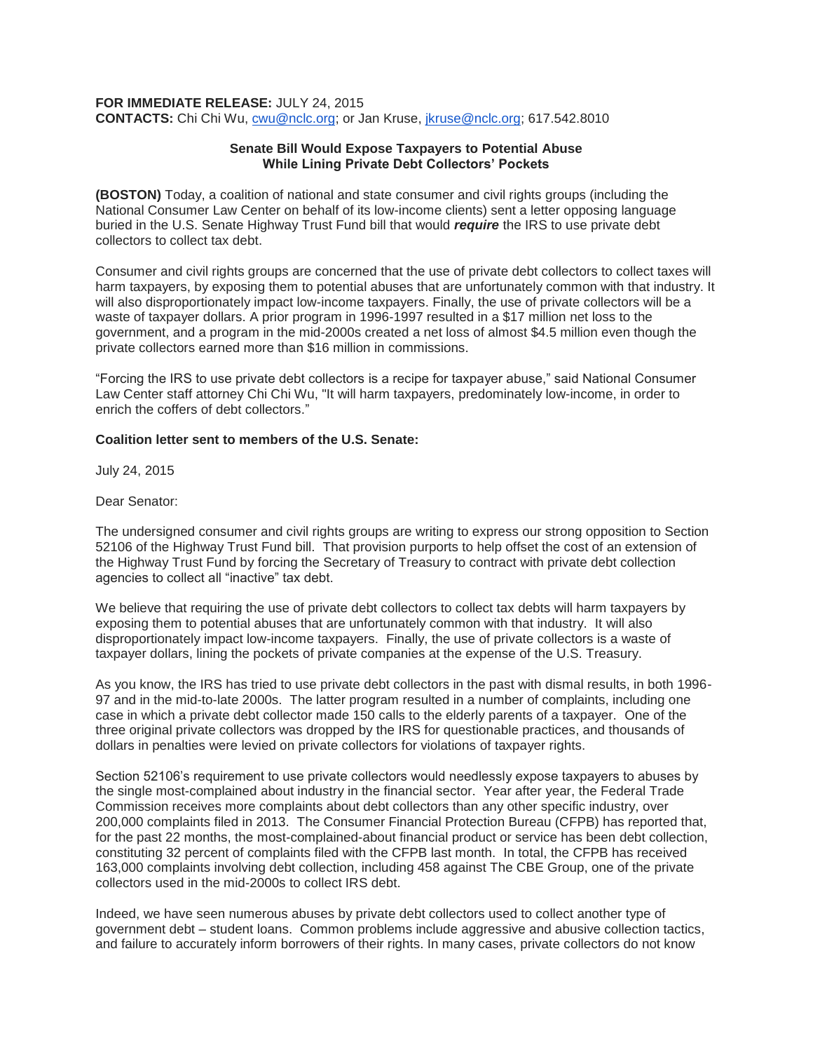**FOR IMMEDIATE RELEASE:** JULY 24, 2015
**CONTACTS:** Chi Chi Wu, cwu@nclc.org; or Jan Kruse, jkruse@nclc.org; 617.542.8010

**Senate Bill Would Expose Taxpayers to Potential Abuse**
**While Lining Private Debt Collectors' Pockets**

**(BOSTON)** Today, a coalition of national and state consumer and civil rights groups (including the National Consumer Law Center on behalf of its low-income clients) sent a letter opposing language buried in the U.S. Senate Highway Trust Fund bill that would ***require*** the IRS to use private debt collectors to collect tax debt.

Consumer and civil rights groups are concerned that the use of private debt collectors to collect taxes will harm taxpayers, by exposing them to potential abuses that are unfortunately common with that industry. It will also disproportionately impact low-income taxpayers. Finally, the use of private collectors will be a waste of taxpayer dollars. A prior program in 1996-1997 resulted in a $17 million net loss to the government, and a program in the mid-2000s created a net loss of almost $4.5 million even though the private collectors earned more than $16 million in commissions.

"Forcing the IRS to use private debt collectors is a recipe for taxpayer abuse," said National Consumer Law Center staff attorney Chi Chi Wu, "It will harm taxpayers, predominately low-income, in order to enrich the coffers of debt collectors."

**Coalition letter sent to members of the U.S. Senate:**

July 24, 2015

Dear Senator:

The undersigned consumer and civil rights groups are writing to express our strong opposition to Section 52106 of the Highway Trust Fund bill. That provision purports to help offset the cost of an extension of the Highway Trust Fund by forcing the Secretary of Treasury to contract with private debt collection agencies to collect all "inactive" tax debt.

We believe that requiring the use of private debt collectors to collect tax debts will harm taxpayers by exposing them to potential abuses that are unfortunately common with that industry. It will also disproportionately impact low-income taxpayers. Finally, the use of private collectors is a waste of taxpayer dollars, lining the pockets of private companies at the expense of the U.S. Treasury.

As you know, the IRS has tried to use private debt collectors in the past with dismal results, in both 1996-97 and in the mid-to-late 2000s. The latter program resulted in a number of complaints, including one case in which a private debt collector made 150 calls to the elderly parents of a taxpayer. One of the three original private collectors was dropped by the IRS for questionable practices, and thousands of dollars in penalties were levied on private collectors for violations of taxpayer rights.

Section 52106's requirement to use private collectors would needlessly expose taxpayers to abuses by the single most-complained about industry in the financial sector. Year after year, the Federal Trade Commission receives more complaints about debt collectors than any other specific industry, over 200,000 complaints filed in 2013. The Consumer Financial Protection Bureau (CFPB) has reported that, for the past 22 months, the most-complained-about financial product or service has been debt collection, constituting 32 percent of complaints filed with the CFPB last month. In total, the CFPB has received 163,000 complaints involving debt collection, including 458 against The CBE Group, one of the private collectors used in the mid-2000s to collect IRS debt.

Indeed, we have seen numerous abuses by private debt collectors used to collect another type of government debt – student loans. Common problems include aggressive and abusive collection tactics, and failure to accurately inform borrowers of their rights. In many cases, private collectors do not know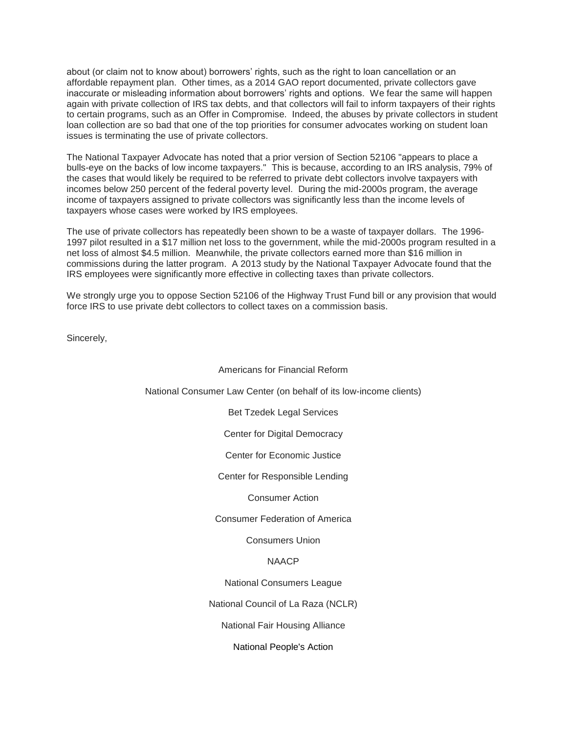about (or claim not to know about) borrowers' rights, such as the right to loan cancellation or an affordable repayment plan. Other times, as a 2014 GAO report documented, private collectors gave inaccurate or misleading information about borrowers' rights and options. We fear the same will happen again with private collection of IRS tax debts, and that collectors will fail to inform taxpayers of their rights to certain programs, such as an Offer in Compromise. Indeed, the abuses by private collectors in student loan collection are so bad that one of the top priorities for consumer advocates working on student loan issues is terminating the use of private collectors.

The National Taxpayer Advocate has noted that a prior version of Section 52106 "appears to place a bulls-eye on the backs of low income taxpayers." This is because, according to an IRS analysis, 79% of the cases that would likely be required to be referred to private debt collectors involve taxpayers with incomes below 250 percent of the federal poverty level. During the mid-2000s program, the average income of taxpayers assigned to private collectors was significantly less than the income levels of taxpayers whose cases were worked by IRS employees.

The use of private collectors has repeatedly been shown to be a waste of taxpayer dollars. The 1996-1997 pilot resulted in a $17 million net loss to the government, while the mid-2000s program resulted in a net loss of almost $4.5 million. Meanwhile, the private collectors earned more than $16 million in commissions during the latter program. A 2013 study by the National Taxpayer Advocate found that the IRS employees were significantly more effective in collecting taxes than private collectors.

We strongly urge you to oppose Section 52106 of the Highway Trust Fund bill or any provision that would force IRS to use private debt collectors to collect taxes on a commission basis.

Sincerely,

Americans for Financial Reform

National Consumer Law Center (on behalf of its low-income clients)

Bet Tzedek Legal Services

Center for Digital Democracy

Center for Economic Justice

Center for Responsible Lending

Consumer Action

Consumer Federation of America

Consumers Union

NAACP

National Consumers League

National Council of La Raza (NCLR)

National Fair Housing Alliance

National People's Action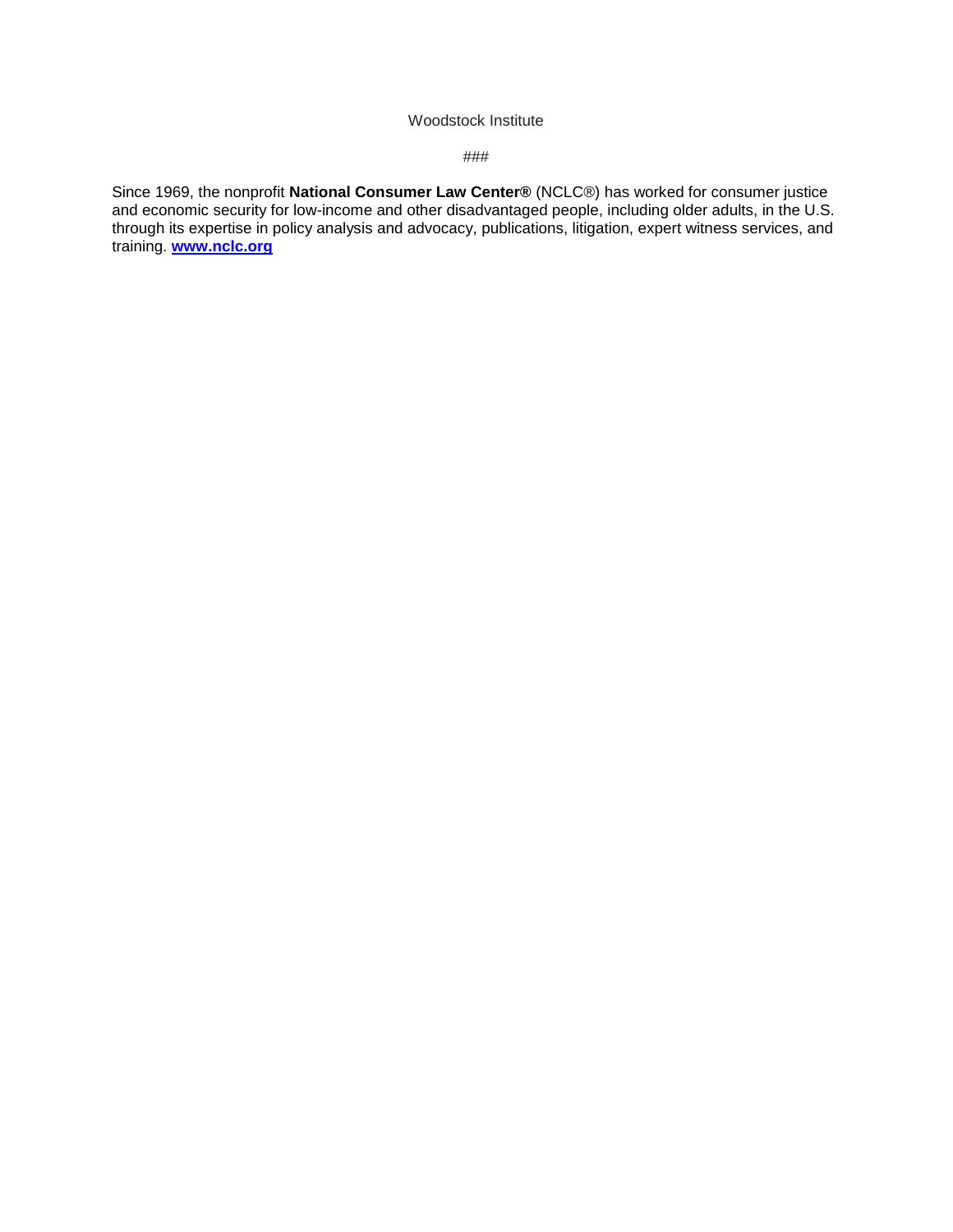Woodstock Institute

###

Since 1969, the nonprofit **National Consumer Law Center®** (NCLC®) has worked for consumer justice and economic security for low-income and other disadvantaged people, including older adults, in the U.S. through its expertise in policy analysis and advocacy, publications, litigation, expert witness services, and training. **[www.nclc.org](http://www.nclc.org)**